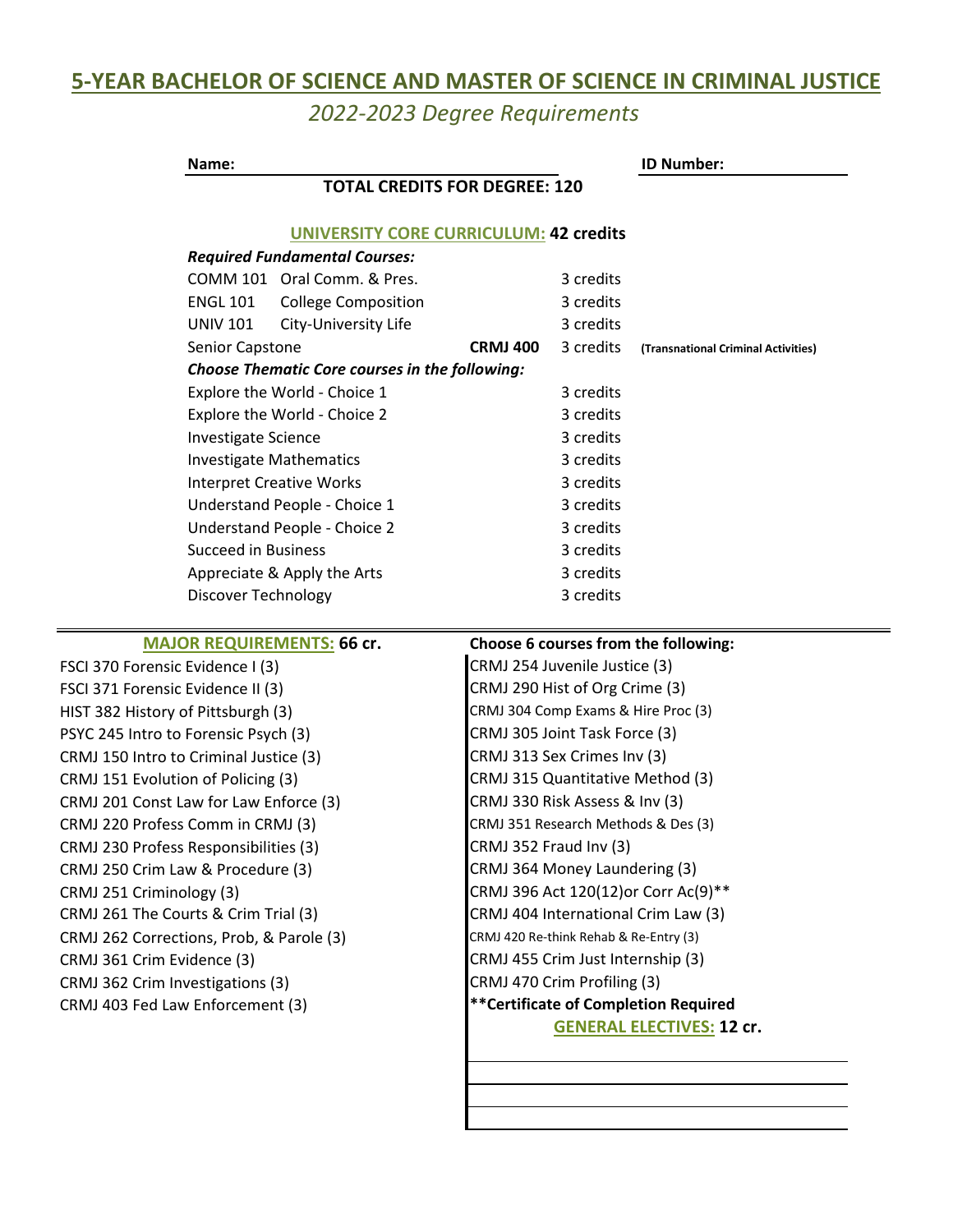# 5-YEAR BACHELOR OF SCIENCE AND MASTER OF SCIENCE IN CRIMINAL JUSTICE

## *2022-2023 Degree Requirements*

**Name:** ______________________ **ID Number:** ______________

**TOTAL CREDITS FOR DEGREE: 120**

### UNIVERSITY CORE CURRICULUM: 42 credits

***Required Fundamental Courses:***

| Course | | | Credits | |
|---|---|---|---|---|
| COMM 101 | Oral Comm. & Pres. | | 3 credits | |
| ENGL 101 | College Composition | | 3 credits | |
| UNIV 101 | City-University Life | | 3 credits | |
| Senior Capstone | | **CRMJ 400** | 3 credits | **(Transnational Criminal Activities)** |

***Choose Thematic Core courses in the following:***

| Course | Credits |
|---|---|
| Explore the World - Choice 1 | 3 credits |
| Explore the World - Choice 2 | 3 credits |
| Investigate Science | 3 credits |
| Investigate Mathematics | 3 credits |
| Interpret Creative Works | 3 credits |
| Understand People - Choice 1 | 3 credits |
| Understand People - Choice 2 | 3 credits |
| Succeed in Business | 3 credits |
| Appreciate & Apply the Arts | 3 credits |
| Discover Technology | 3 credits |

### MAJOR REQUIREMENTS: 66 cr.

- FSCI 370 Forensic Evidence I (3)
- FSCI 371 Forensic Evidence II (3)
- HIST 382 History of Pittsburgh (3)
- PSYC 245 Intro to Forensic Psych (3)
- CRMJ 150 Intro to Criminal Justice (3)
- CRMJ 151 Evolution of Policing (3)
- CRMJ 201 Const Law for Law Enforce (3)
- CRMJ 220 Profess Comm in CRMJ (3)
- CRMJ 230 Profess Responsibilities (3)
- CRMJ 250 Crim Law & Procedure (3)
- CRMJ 251 Criminology (3)
- CRMJ 261 The Courts & Crim Trial (3)
- CRMJ 262 Corrections, Prob, & Parole (3)
- CRMJ 361 Crim Evidence (3)
- CRMJ 362 Crim Investigations (3)
- CRMJ 403 Fed Law Enforcement (3)

**Choose 6 courses from the following:**

- CRMJ 254 Juvenile Justice (3)
- CRMJ 290 Hist of Org Crime (3)
- CRMJ 304 Comp Exams & Hire Proc (3)
- CRMJ 305 Joint Task Force (3)
- CRMJ 313 Sex Crimes Inv (3)
- CRMJ 315 Quantitative Method (3)
- CRMJ 330 Risk Assess & Inv (3)
- CRMJ 351 Research Methods & Des (3)
- CRMJ 352 Fraud Inv (3)
- CRMJ 364 Money Laundering (3)
- CRMJ 396 Act 120(12)or Corr Ac(9)**
- CRMJ 404 International Crim Law (3)
- CRMJ 420 Re-think Rehab & Re-Entry (3)
- CRMJ 455 Crim Just Internship (3)
- CRMJ 470 Crim Profiling (3)

****Certificate of Completion Required**

### GENERAL ELECTIVES: 12 cr.

______________________

______________________

______________________

______________________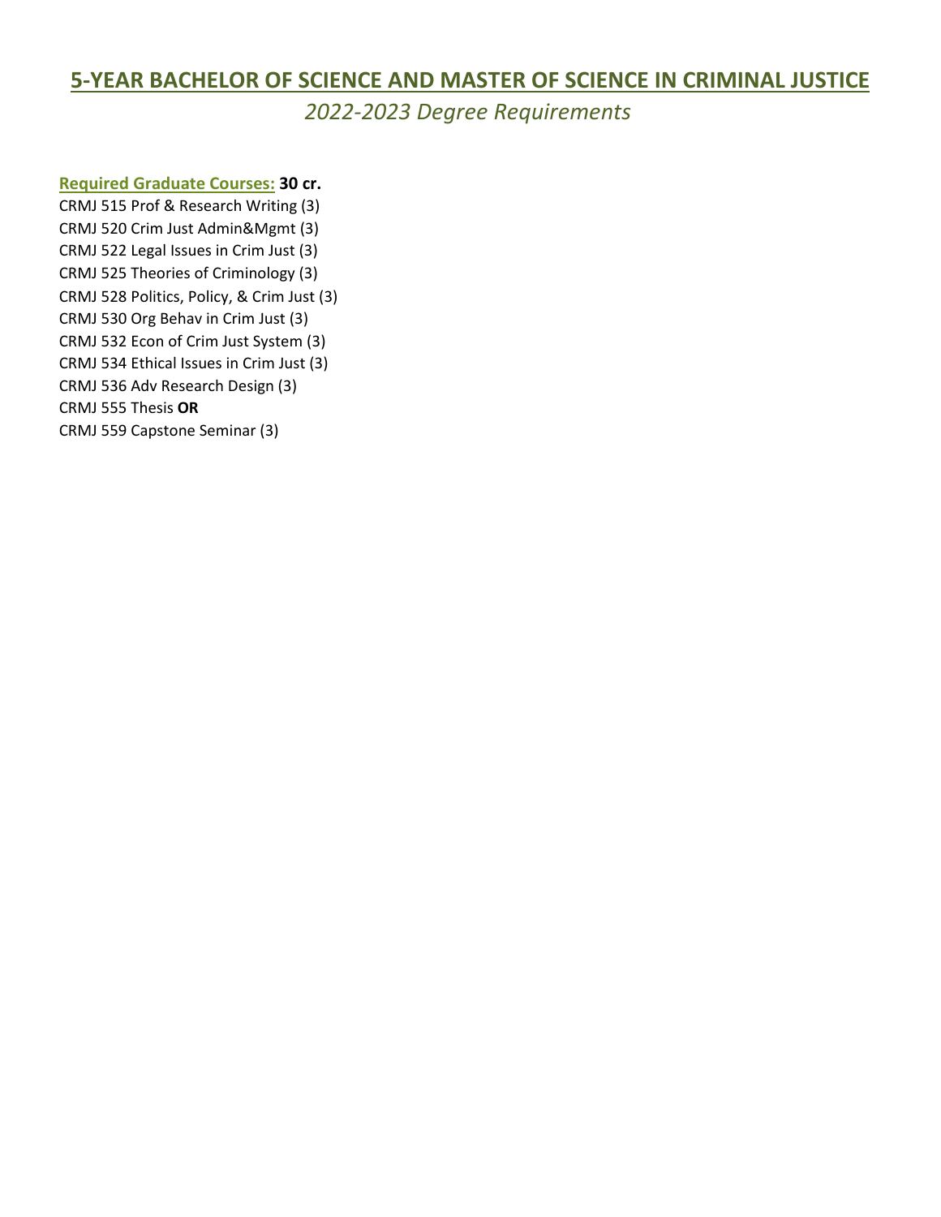# 5-YEAR BACHELOR OF SCIENCE AND MASTER OF SCIENCE IN CRIMINAL JUSTICE

*2022-2023 Degree Requirements*

**Required Graduate Courses: 30 cr.**

CRMJ 515 Prof & Research Writing (3)
CRMJ 520 Crim Just Admin&Mgmt (3)
CRMJ 522 Legal Issues in Crim Just (3)
CRMJ 525 Theories of Criminology (3)
CRMJ 528 Politics, Policy, & Crim Just (3)
CRMJ 530 Org Behav in Crim Just (3)
CRMJ 532 Econ of Crim Just System (3)
CRMJ 534 Ethical Issues in Crim Just (3)
CRMJ 536 Adv Research Design (3)
CRMJ 555 Thesis **OR**
CRMJ 559 Capstone Seminar (3)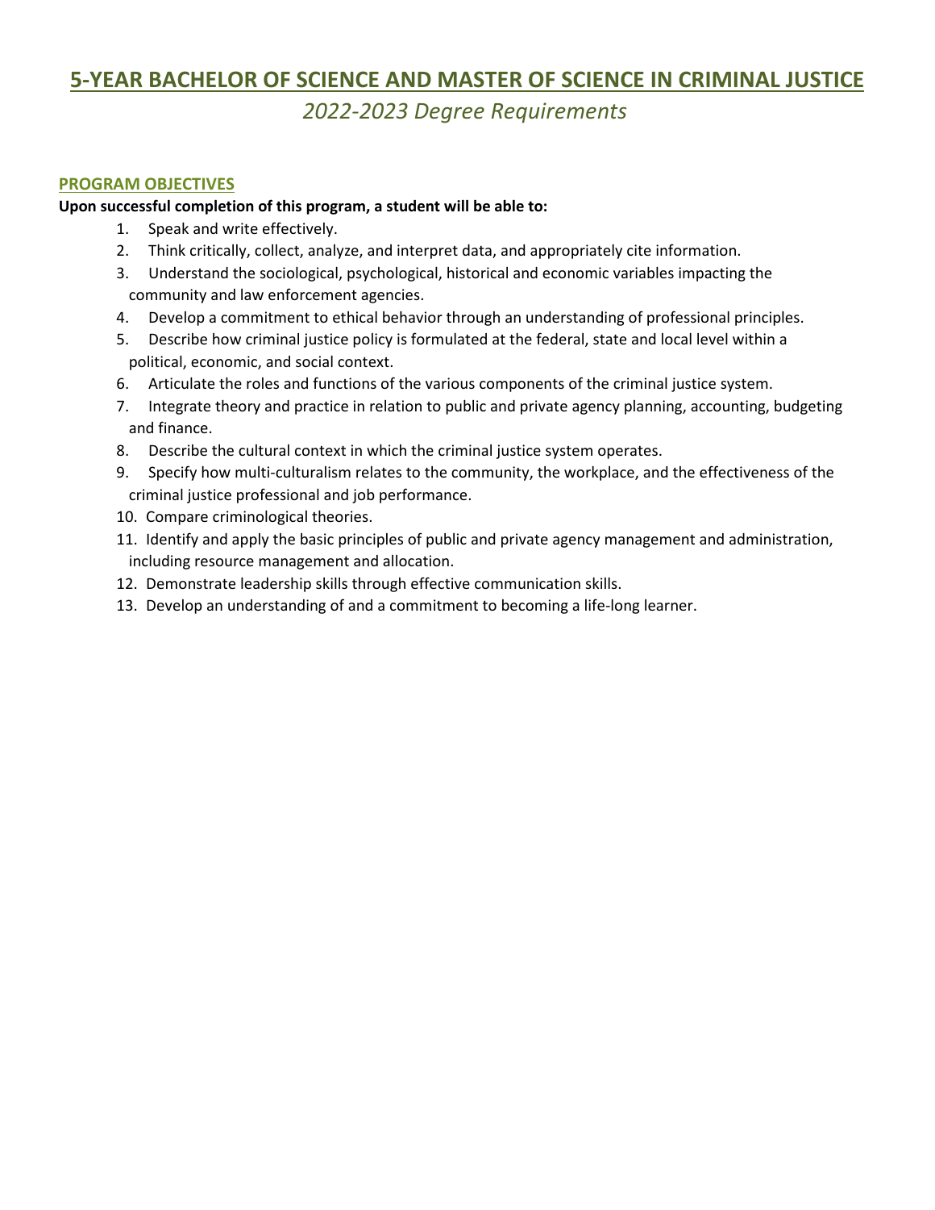# 5-YEAR BACHELOR OF SCIENCE AND MASTER OF SCIENCE IN CRIMINAL JUSTICE

*2022-2023 Degree Requirements*

## PROGRAM OBJECTIVES

**Upon successful completion of this program, a student will be able to:**

1. Speak and write effectively.
2. Think critically, collect, analyze, and interpret data, and appropriately cite information.
3. Understand the sociological, psychological, historical and economic variables impacting the community and law enforcement agencies.
4. Develop a commitment to ethical behavior through an understanding of professional principles.
5. Describe how criminal justice policy is formulated at the federal, state and local level within a political, economic, and social context.
6. Articulate the roles and functions of the various components of the criminal justice system.
7. Integrate theory and practice in relation to public and private agency planning, accounting, budgeting and finance.
8. Describe the cultural context in which the criminal justice system operates.
9. Specify how multi-culturalism relates to the community, the workplace, and the effectiveness of the criminal justice professional and job performance.
10. Compare criminological theories.
11. Identify and apply the basic principles of public and private agency management and administration, including resource management and allocation.
12. Demonstrate leadership skills through effective communication skills.
13. Develop an understanding of and a commitment to becoming a life-long learner.